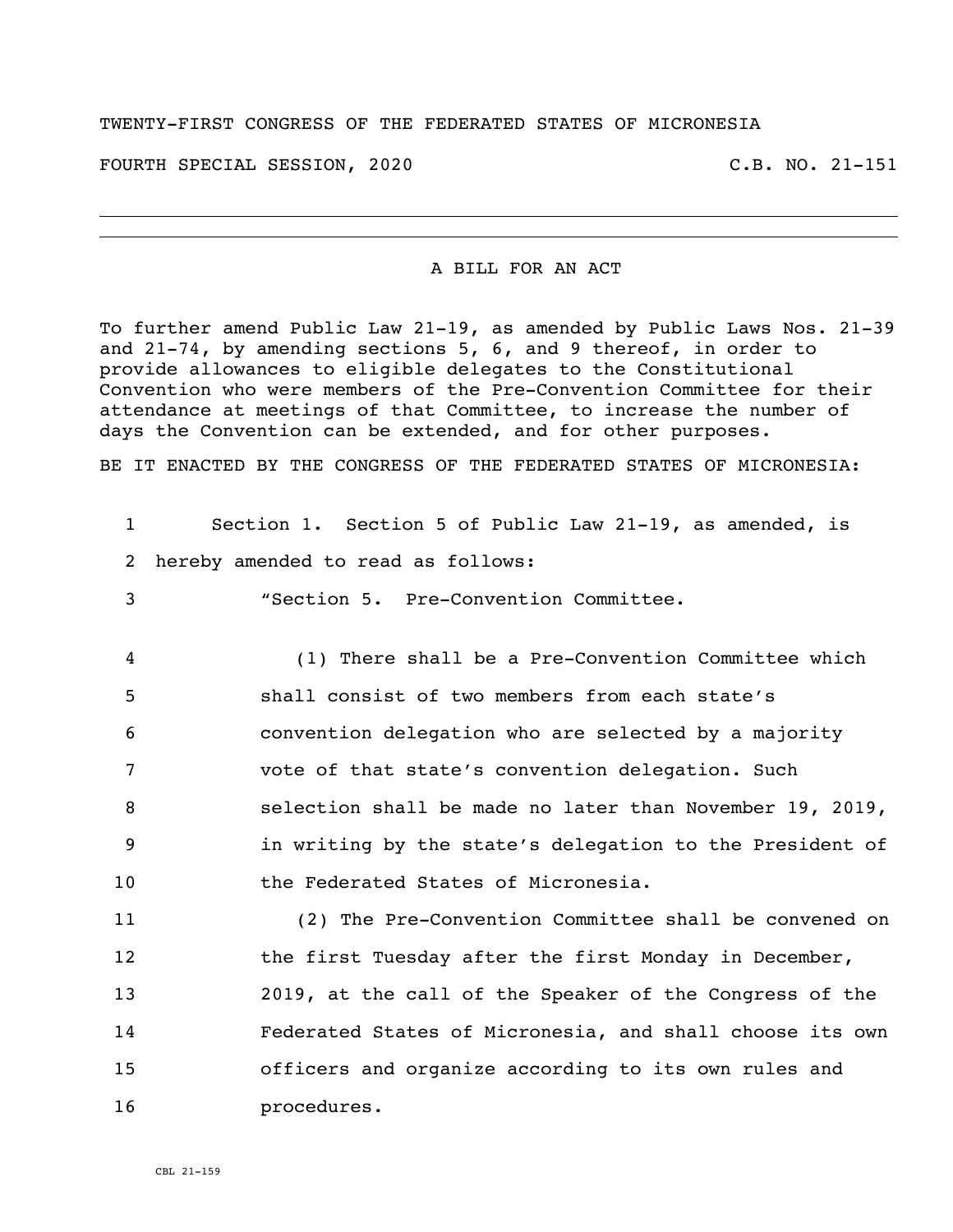TWENTY-FIRST CONGRESS OF THE FEDERATED STATES OF MICRONESIA

FOURTH SPECIAL SESSION, 2020 C.B. NO. 21-151

A BILL FOR AN ACT

To further amend Public Law 21-19, as amended by Public Laws Nos. 21-39 and 21-74, by amending sections 5, 6, and 9 thereof, in order to provide allowances to eligible delegates to the Constitutional Convention who were members of the Pre-Convention Committee for their attendance at meetings of that Committee, to increase the number of days the Convention can be extended, and for other purposes.

BE IT ENACTED BY THE CONGRESS OF THE FEDERATED STATES OF MICRONESIA:

1 Section 1. Section 5 of Public Law 21-19, as amended, is
2 hereby amended to read as follows:
3 "Section 5. Pre-Convention Committee.
4 (1) There shall be a Pre-Convention Committee which
5 shall consist of two members from each state's
6 convention delegation who are selected by a majority
7 vote of that state's convention delegation. Such
8 selection shall be made no later than November 19, 2019,
9 in writing by the state's delegation to the President of
10 the Federated States of Micronesia.
11 (2) The Pre-Convention Committee shall be convened on
12 the first Tuesday after the first Monday in December,
13 2019, at the call of the Speaker of the Congress of the
14 Federated States of Micronesia, and shall choose its own
15 officers and organize according to its own rules and
16 procedures.

CBL 21-159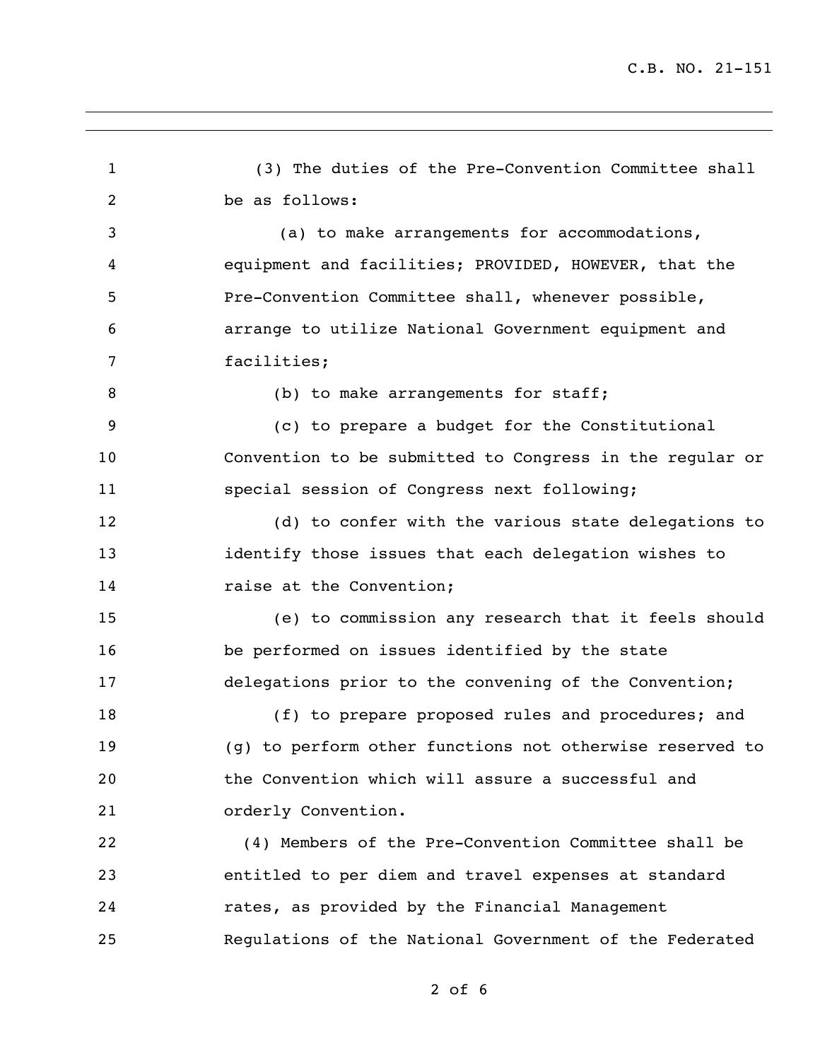(3) The duties of the Pre-Convention Committee shall be as follows:

(a) to make arrangements for accommodations, equipment and facilities; PROVIDED, HOWEVER, that the Pre-Convention Committee shall, whenever possible, arrange to utilize National Government equipment and facilities;

(b) to make arrangements for staff;

(c) to prepare a budget for the Constitutional Convention to be submitted to Congress in the regular or special session of Congress next following;

(d) to confer with the various state delegations to identify those issues that each delegation wishes to raise at the Convention;

(e) to commission any research that it feels should be performed on issues identified by the state delegations prior to the convening of the Convention;

(f) to prepare proposed rules and procedures; and

(g) to perform other functions not otherwise reserved to the Convention which will assure a successful and orderly Convention.

(4) Members of the Pre-Convention Committee shall be entitled to per diem and travel expenses at standard rates, as provided by the Financial Management Regulations of the National Government of the Federated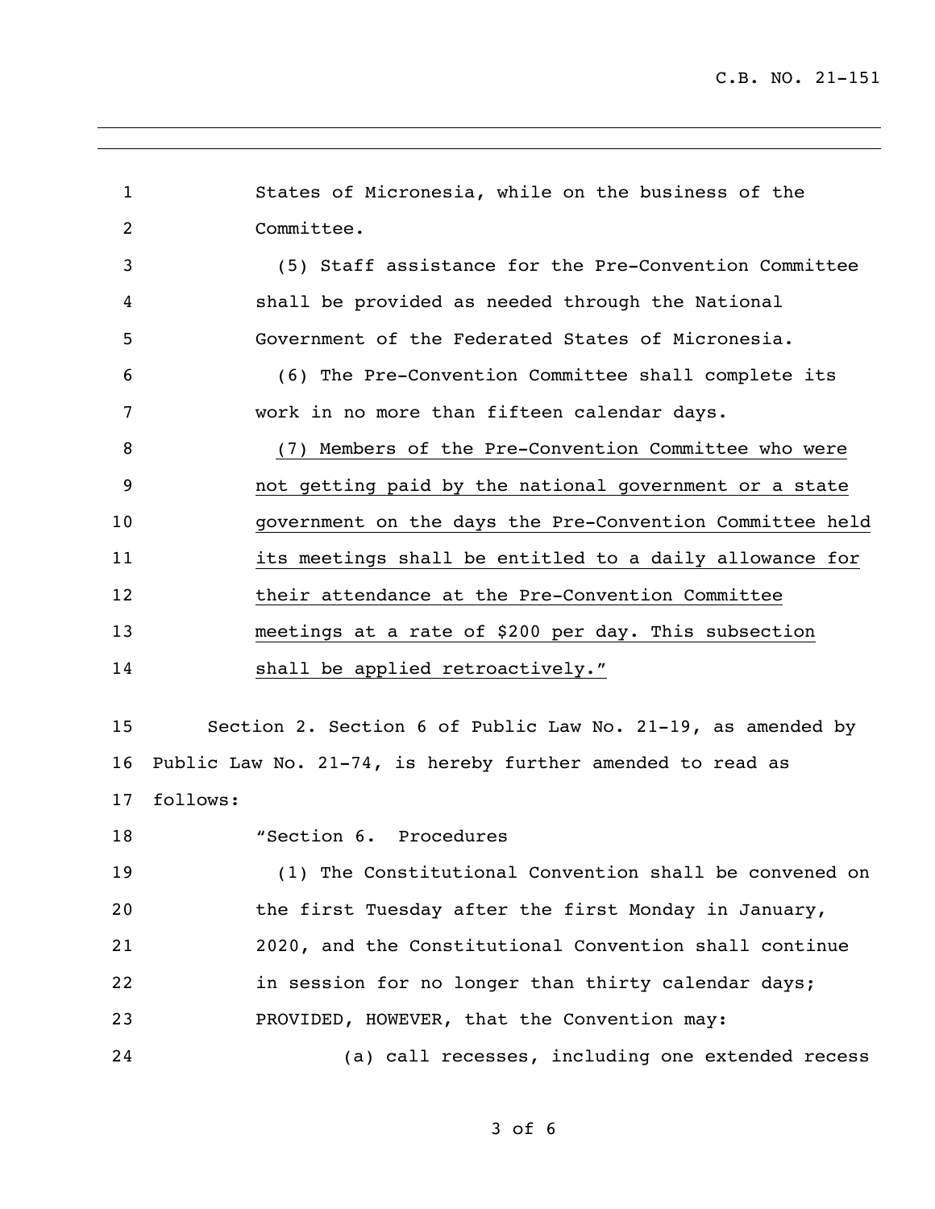States of Micronesia, while on the business of the Committee.

(5) Staff assistance for the Pre-Convention Committee shall be provided as needed through the National Government of the Federated States of Micronesia.

(6) The Pre-Convention Committee shall complete its work in no more than fifteen calendar days.

<u>(7) Members of the Pre-Convention Committee who were not getting paid by the national government or a state government on the days the Pre-Convention Committee held its meetings shall be entitled to a daily allowance for their attendance at the Pre-Convention Committee meetings at a rate of $200 per day. This subsection shall be applied retroactively.</u>"

Section 2. Section 6 of Public Law No. 21-19, as amended by Public Law No. 21-74, is hereby further amended to read as follows:

"Section 6. Procedures

(1) The Constitutional Convention shall be convened on the first Tuesday after the first Monday in January, 2020, and the Constitutional Convention shall continue in session for no longer than thirty calendar days; PROVIDED, HOWEVER, that the Convention may:

(a) call recesses, including one extended recess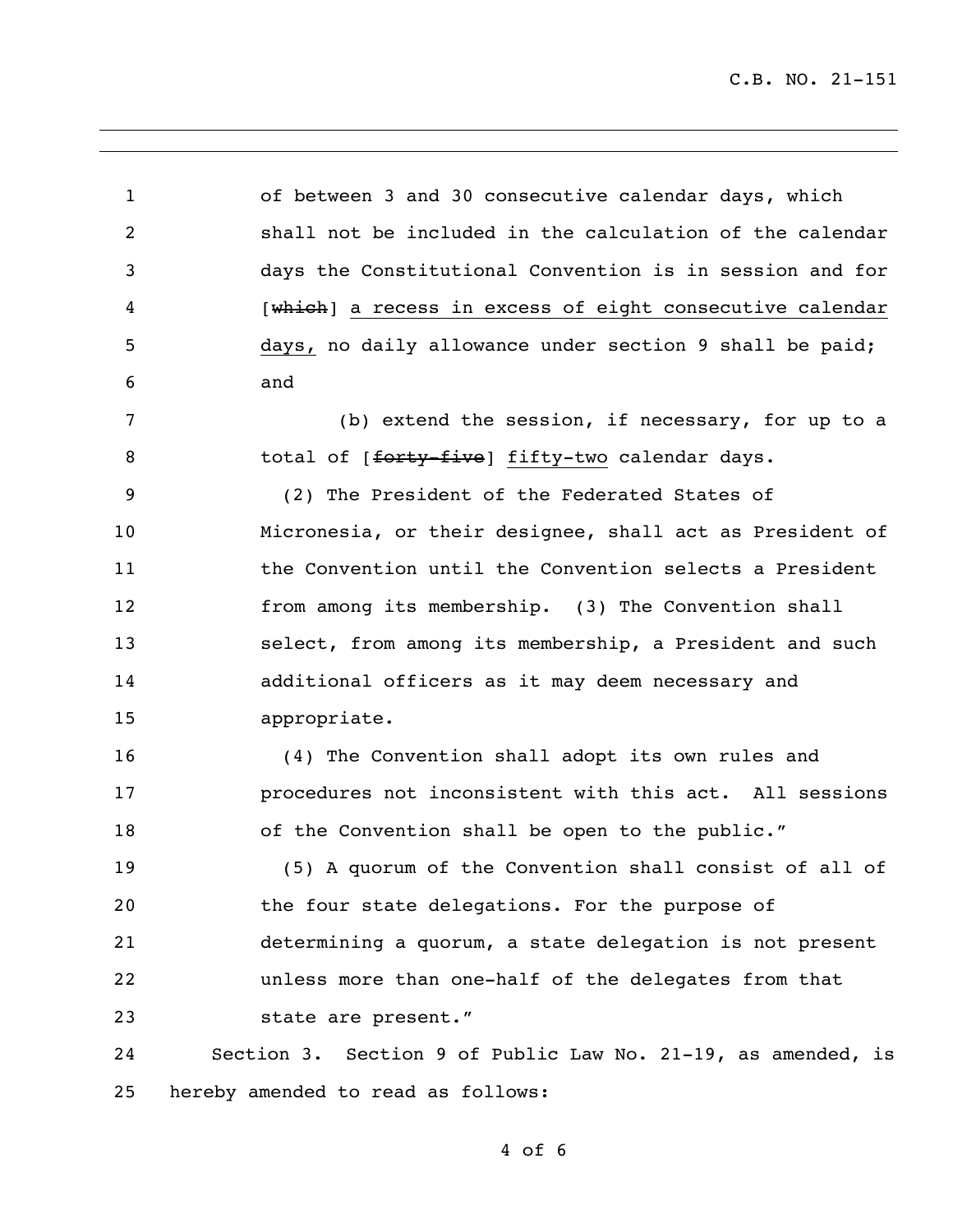of between 3 and 30 consecutive calendar days, which shall not be included in the calculation of the calendar days the Constitutional Convention is in session and for [~~which~~] <u>a recess in excess of eight consecutive calendar days,</u> no daily allowance under section 9 shall be paid; and

(b) extend the session, if necessary, for up to a total of [~~forty-five~~] <u>fifty-two</u> calendar days.

(2) The President of the Federated States of Micronesia, or their designee, shall act as President of the Convention until the Convention selects a President from among its membership. (3) The Convention shall select, from among its membership, a President and such additional officers as it may deem necessary and appropriate.

(4) The Convention shall adopt its own rules and procedures not inconsistent with this act. All sessions of the Convention shall be open to the public."

(5) A quorum of the Convention shall consist of all of the four state delegations. For the purpose of determining a quorum, a state delegation is not present unless more than one-half of the delegates from that state are present."

Section 3. Section 9 of Public Law No. 21-19, as amended, is hereby amended to read as follows: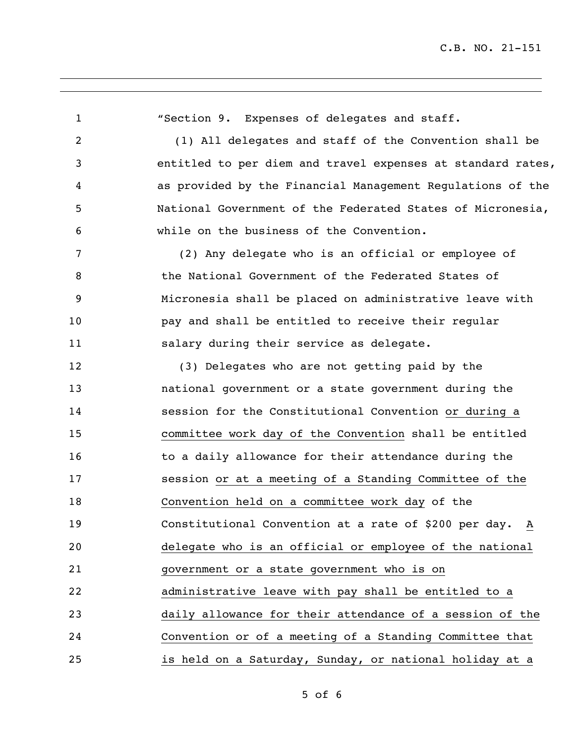"Section 9. Expenses of delegates and staff.

(1) All delegates and staff of the Convention shall be entitled to per diem and travel expenses at standard rates, as provided by the Financial Management Regulations of the National Government of the Federated States of Micronesia, while on the business of the Convention.

(2) Any delegate who is an official or employee of the National Government of the Federated States of Micronesia shall be placed on administrative leave with pay and shall be entitled to receive their regular salary during their service as delegate.

(3) Delegates who are not getting paid by the national government or a state government during the session for the Constitutional Convention <u>or during a committee work day of the Convention</u> shall be entitled to a daily allowance for their attendance during the session <u>or at a meeting of a Standing Committee of the Convention held on a committee work day</u> of the Constitutional Convention at a rate of $200 per day. <u>A delegate who is an official or employee of the national government or a state government who is on administrative leave with pay shall be entitled to a daily allowance for their attendance of a session of the Convention or of a meeting of a Standing Committee that is held on a Saturday, Sunday, or national holiday at a</u>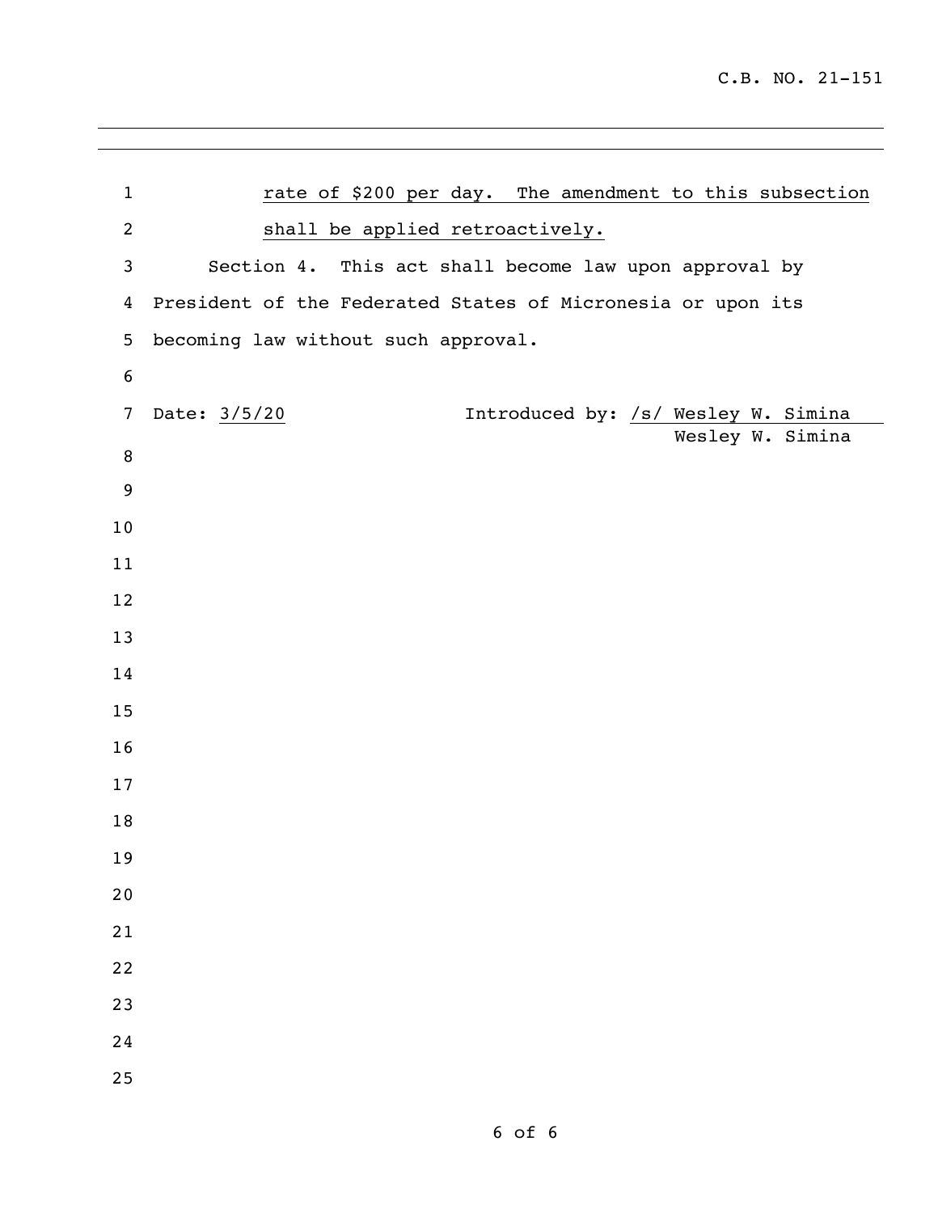rate of $200 per day. The amendment to this subsection shall be applied retroactively.

Section 4. This act shall become law upon approval by President of the Federated States of Micronesia or upon its becoming law without such approval.

Date: 3/5/20 Introduced by: /s/ Wesley W. Simina

Wesley W. Simina